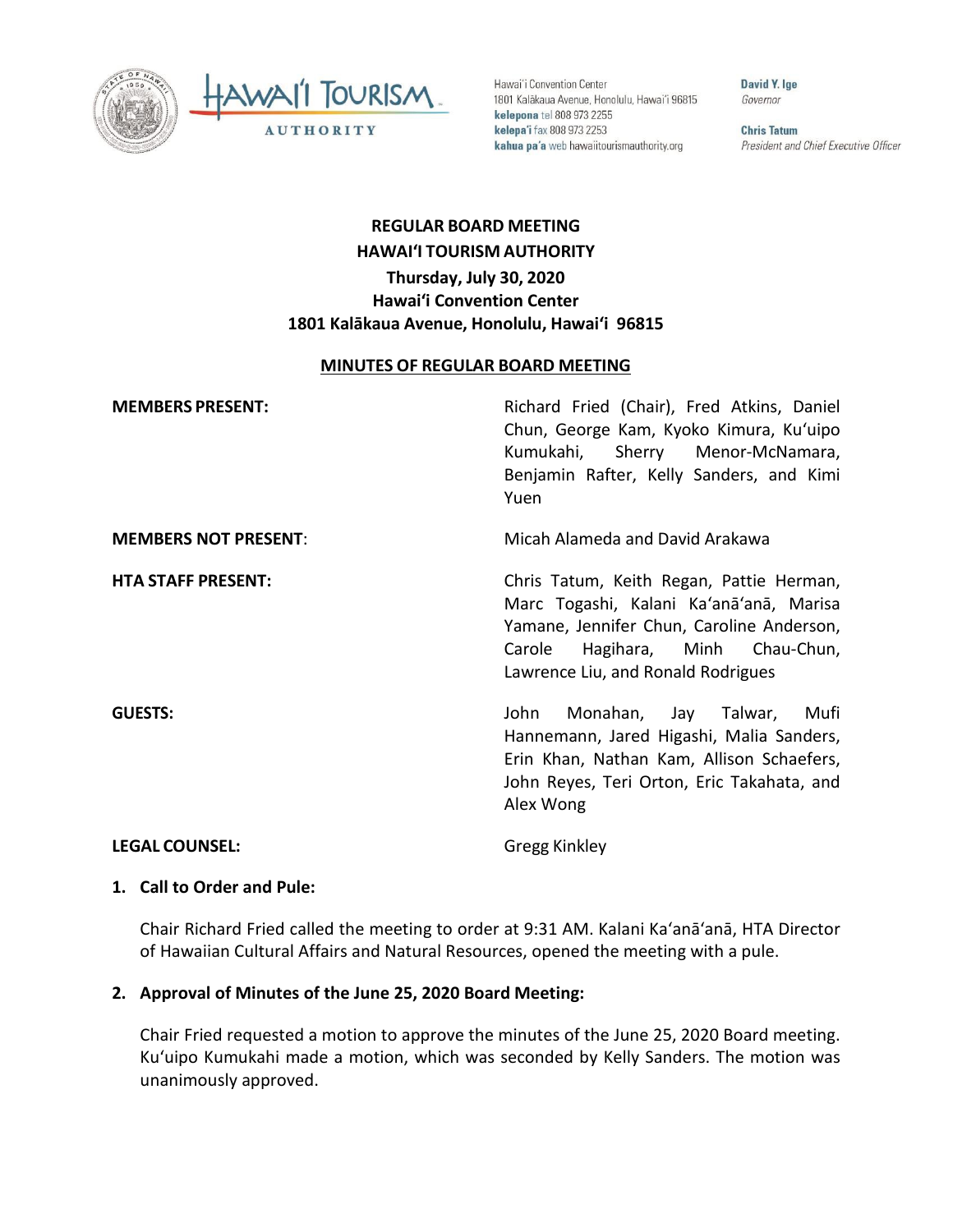Hawaiʻi Convention Center
1801 Kalākaua Avenue, Honolulu, Hawaiʻi 96815
**kelepona** tel 808 973 2255
**kelepaʻi** fax 808 973 2253
**kahua paʻa** web hawaiitourismauthority.org

**David Y. Ige**
*Governor*

**Chris Tatum**
*President and Chief Executive Officer*

# REGULAR BOARD MEETING
# HAWAIʻI TOURISM AUTHORITY
## Thursday, July 30, 2020
## Hawaiʻi Convention Center
## 1801 Kalākaua Avenue, Honolulu, Hawaiʻi 96815

## MINUTES OF REGULAR BOARD MEETING

**MEMBERS PRESENT:** Richard Fried (Chair), Fred Atkins, Daniel Chun, George Kam, Kyoko Kimura, Kuʻuipo Kumukahi, Sherry Menor-McNamara, Benjamin Rafter, Kelly Sanders, and Kimi Yuen

**MEMBERS NOT PRESENT**: Micah Alameda and David Arakawa

**HTA STAFF PRESENT:** Chris Tatum, Keith Regan, Pattie Herman, Marc Togashi, Kalani Kaʻanāʻanā, Marisa Yamane, Jennifer Chun, Caroline Anderson, Carole Hagihara, Minh Chau-Chun, Lawrence Liu, and Ronald Rodrigues

**GUESTS:** John Monahan, Jay Talwar, Mufi Hannemann, Jared Higashi, Malia Sanders, Erin Khan, Nathan Kam, Allison Schaefers, John Reyes, Teri Orton, Eric Takahata, and Alex Wong

**LEGAL COUNSEL:** Gregg Kinkley

### 1. Call to Order and Pule:

Chair Richard Fried called the meeting to order at 9:31 AM. Kalani Kaʻanāʻanā, HTA Director of Hawaiian Cultural Affairs and Natural Resources, opened the meeting with a pule.

### 2. Approval of Minutes of the June 25, 2020 Board Meeting:

Chair Fried requested a motion to approve the minutes of the June 25, 2020 Board meeting. Kuʻuipo Kumukahi made a motion, which was seconded by Kelly Sanders. The motion was unanimously approved.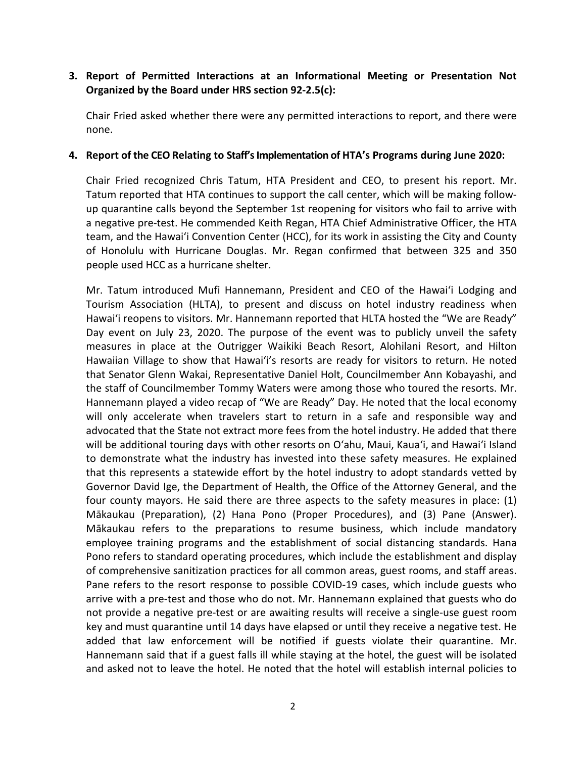**3. Report of Permitted Interactions at an Informational Meeting or Presentation Not Organized by the Board under HRS section 92-2.5(c):**

Chair Fried asked whether there were any permitted interactions to report, and there were none.

**4. Report of the CEO Relating to Staff's Implementation of HTA's Programs during June 2020:**

Chair Fried recognized Chris Tatum, HTA President and CEO, to present his report. Mr. Tatum reported that HTA continues to support the call center, which will be making follow-up quarantine calls beyond the September 1st reopening for visitors who fail to arrive with a negative pre-test. He commended Keith Regan, HTA Chief Administrative Officer, the HTA team, and the Hawai'i Convention Center (HCC), for its work in assisting the City and County of Honolulu with Hurricane Douglas. Mr. Regan confirmed that between 325 and 350 people used HCC as a hurricane shelter.

Mr. Tatum introduced Mufi Hannemann, President and CEO of the Hawai'i Lodging and Tourism Association (HLTA), to present and discuss on hotel industry readiness when Hawai'i reopens to visitors. Mr. Hannemann reported that HLTA hosted the "We are Ready" Day event on July 23, 2020. The purpose of the event was to publicly unveil the safety measures in place at the Outrigger Waikiki Beach Resort, Alohilani Resort, and Hilton Hawaiian Village to show that Hawai'i's resorts are ready for visitors to return. He noted that Senator Glenn Wakai, Representative Daniel Holt, Councilmember Ann Kobayashi, and the staff of Councilmember Tommy Waters were among those who toured the resorts. Mr. Hannemann played a video recap of "We are Ready" Day. He noted that the local economy will only accelerate when travelers start to return in a safe and responsible way and advocated that the State not extract more fees from the hotel industry. He added that there will be additional touring days with other resorts on O'ahu, Maui, Kaua'i, and Hawai'i Island to demonstrate what the industry has invested into these safety measures. He explained that this represents a statewide effort by the hotel industry to adopt standards vetted by Governor David Ige, the Department of Health, the Office of the Attorney General, and the four county mayors. He said there are three aspects to the safety measures in place: (1) Mākaukau (Preparation), (2) Hana Pono (Proper Procedures), and (3) Pane (Answer). Mākaukau refers to the preparations to resume business, which include mandatory employee training programs and the establishment of social distancing standards. Hana Pono refers to standard operating procedures, which include the establishment and display of comprehensive sanitization practices for all common areas, guest rooms, and staff areas. Pane refers to the resort response to possible COVID-19 cases, which include guests who arrive with a pre-test and those who do not. Mr. Hannemann explained that guests who do not provide a negative pre-test or are awaiting results will receive a single-use guest room key and must quarantine until 14 days have elapsed or until they receive a negative test. He added that law enforcement will be notified if guests violate their quarantine. Mr. Hannemann said that if a guest falls ill while staying at the hotel, the guest will be isolated and asked not to leave the hotel. He noted that the hotel will establish internal policies to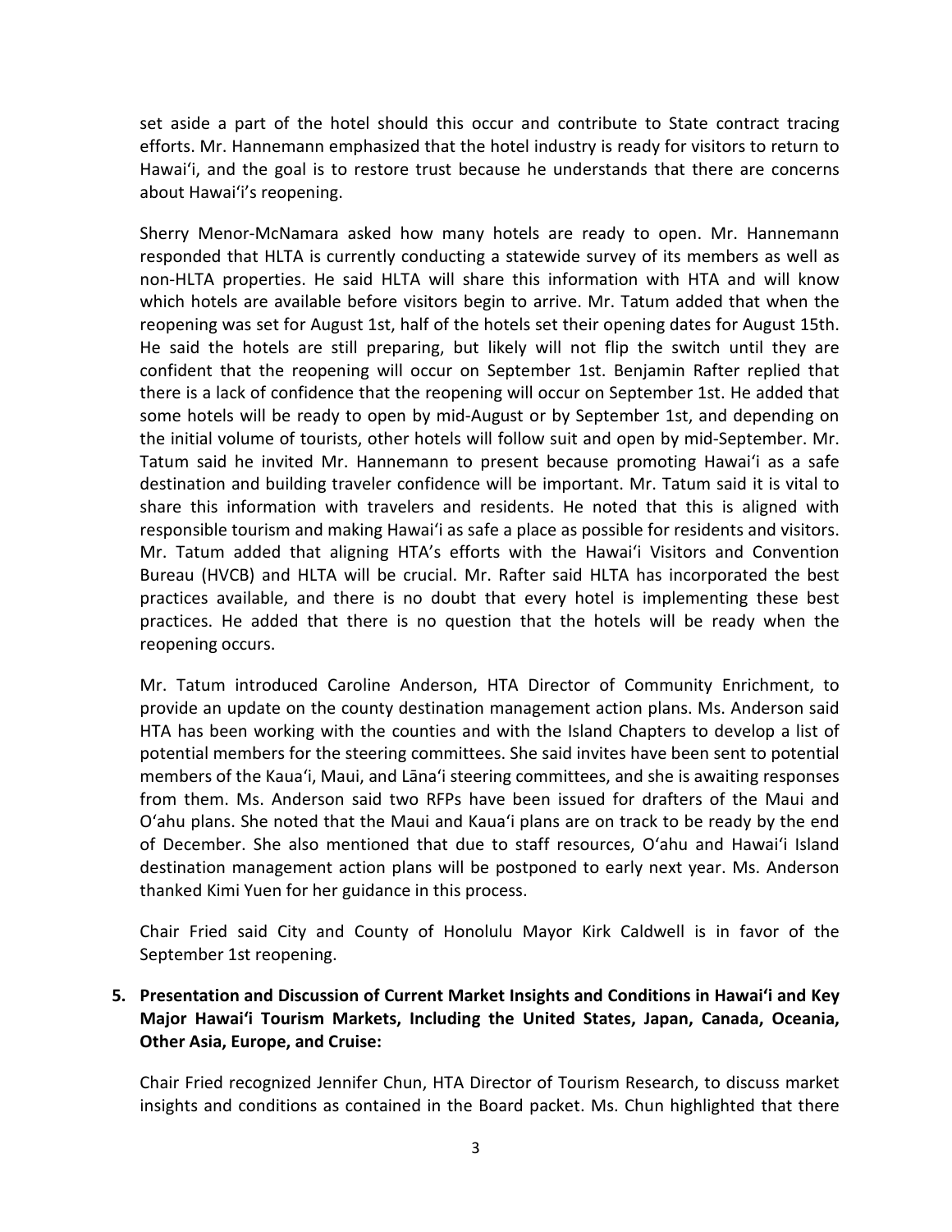set aside a part of the hotel should this occur and contribute to State contract tracing efforts. Mr. Hannemann emphasized that the hotel industry is ready for visitors to return to Hawaiʻi, and the goal is to restore trust because he understands that there are concerns about Hawaiʻi's reopening.

Sherry Menor-McNamara asked how many hotels are ready to open. Mr. Hannemann responded that HLTA is currently conducting a statewide survey of its members as well as non-HLTA properties. He said HLTA will share this information with HTA and will know which hotels are available before visitors begin to arrive. Mr. Tatum added that when the reopening was set for August 1st, half of the hotels set their opening dates for August 15th. He said the hotels are still preparing, but likely will not flip the switch until they are confident that the reopening will occur on September 1st. Benjamin Rafter replied that there is a lack of confidence that the reopening will occur on September 1st. He added that some hotels will be ready to open by mid-August or by September 1st, and depending on the initial volume of tourists, other hotels will follow suit and open by mid-September. Mr. Tatum said he invited Mr. Hannemann to present because promoting Hawaiʻi as a safe destination and building traveler confidence will be important. Mr. Tatum said it is vital to share this information with travelers and residents. He noted that this is aligned with responsible tourism and making Hawaiʻi as safe a place as possible for residents and visitors. Mr. Tatum added that aligning HTA's efforts with the Hawaiʻi Visitors and Convention Bureau (HVCB) and HLTA will be crucial. Mr. Rafter said HLTA has incorporated the best practices available, and there is no doubt that every hotel is implementing these best practices. He added that there is no question that the hotels will be ready when the reopening occurs.

Mr. Tatum introduced Caroline Anderson, HTA Director of Community Enrichment, to provide an update on the county destination management action plans. Ms. Anderson said HTA has been working with the counties and with the Island Chapters to develop a list of potential members for the steering committees. She said invites have been sent to potential members of the Kauaʻi, Maui, and Lānaʻi steering committees, and she is awaiting responses from them. Ms. Anderson said two RFPs have been issued for drafters of the Maui and Oʻahu plans. She noted that the Maui and Kauaʻi plans are on track to be ready by the end of December. She also mentioned that due to staff resources, Oʻahu and Hawaiʻi Island destination management action plans will be postponed to early next year. Ms. Anderson thanked Kimi Yuen for her guidance in this process.

Chair Fried said City and County of Honolulu Mayor Kirk Caldwell is in favor of the September 1st reopening.

**5. Presentation and Discussion of Current Market Insights and Conditions in Hawaiʻi and Key Major Hawaiʻi Tourism Markets, Including the United States, Japan, Canada, Oceania, Other Asia, Europe, and Cruise:**

Chair Fried recognized Jennifer Chun, HTA Director of Tourism Research, to discuss market insights and conditions as contained in the Board packet. Ms. Chun highlighted that there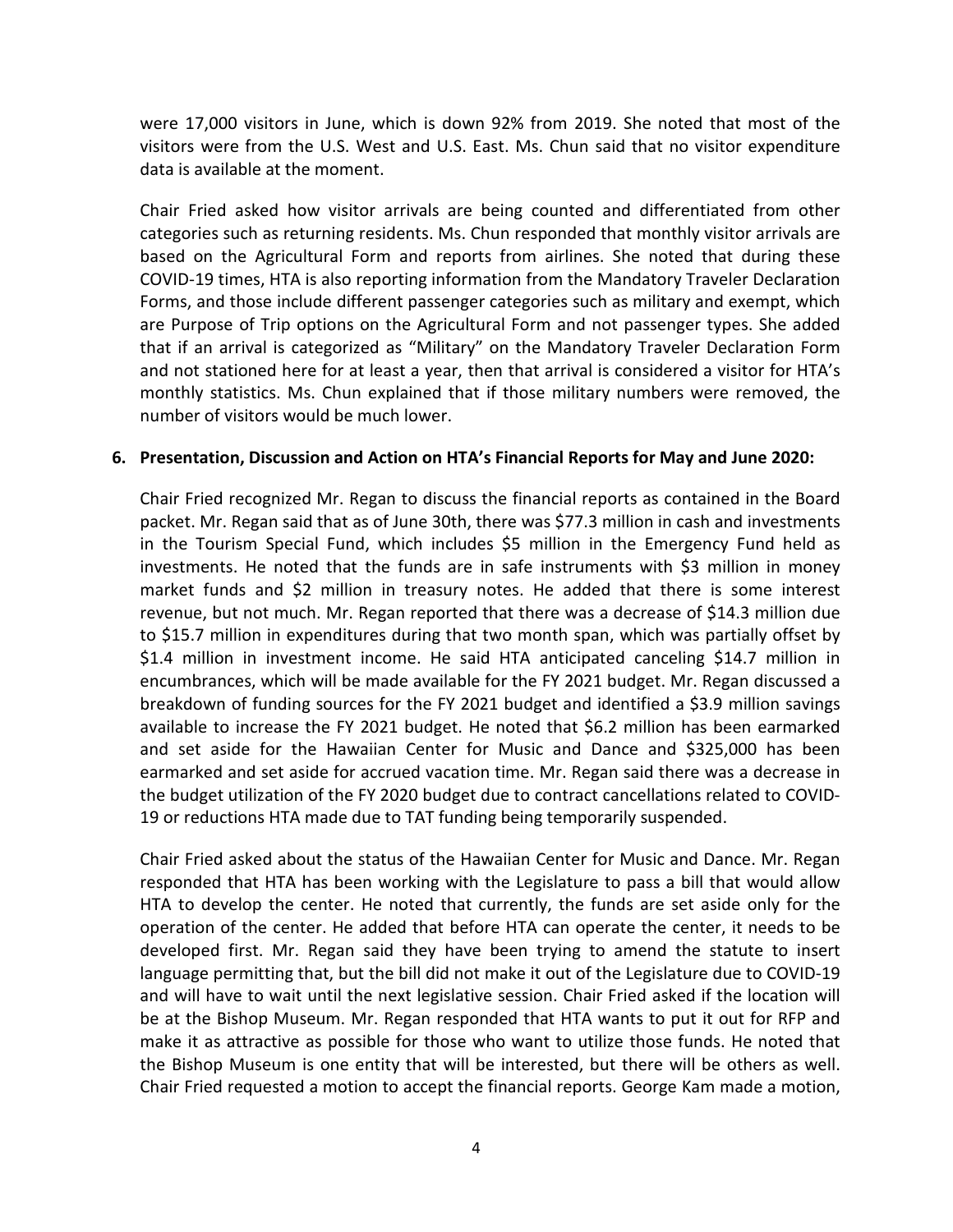were 17,000 visitors in June, which is down 92% from 2019. She noted that most of the visitors were from the U.S. West and U.S. East. Ms. Chun said that no visitor expenditure data is available at the moment.

Chair Fried asked how visitor arrivals are being counted and differentiated from other categories such as returning residents. Ms. Chun responded that monthly visitor arrivals are based on the Agricultural Form and reports from airlines. She noted that during these COVID-19 times, HTA is also reporting information from the Mandatory Traveler Declaration Forms, and those include different passenger categories such as military and exempt, which are Purpose of Trip options on the Agricultural Form and not passenger types. She added that if an arrival is categorized as "Military" on the Mandatory Traveler Declaration Form and not stationed here for at least a year, then that arrival is considered a visitor for HTA's monthly statistics. Ms. Chun explained that if those military numbers were removed, the number of visitors would be much lower.

**6. Presentation, Discussion and Action on HTA's Financial Reports for May and June 2020:**

Chair Fried recognized Mr. Regan to discuss the financial reports as contained in the Board packet. Mr. Regan said that as of June 30th, there was $77.3 million in cash and investments in the Tourism Special Fund, which includes $5 million in the Emergency Fund held as investments. He noted that the funds are in safe instruments with $3 million in money market funds and $2 million in treasury notes. He added that there is some interest revenue, but not much. Mr. Regan reported that there was a decrease of $14.3 million due to $15.7 million in expenditures during that two month span, which was partially offset by $1.4 million in investment income. He said HTA anticipated canceling $14.7 million in encumbrances, which will be made available for the FY 2021 budget. Mr. Regan discussed a breakdown of funding sources for the FY 2021 budget and identified a $3.9 million savings available to increase the FY 2021 budget. He noted that $6.2 million has been earmarked and set aside for the Hawaiian Center for Music and Dance and $325,000 has been earmarked and set aside for accrued vacation time. Mr. Regan said there was a decrease in the budget utilization of the FY 2020 budget due to contract cancellations related to COVID-19 or reductions HTA made due to TAT funding being temporarily suspended.

Chair Fried asked about the status of the Hawaiian Center for Music and Dance. Mr. Regan responded that HTA has been working with the Legislature to pass a bill that would allow HTA to develop the center. He noted that currently, the funds are set aside only for the operation of the center. He added that before HTA can operate the center, it needs to be developed first. Mr. Regan said they have been trying to amend the statute to insert language permitting that, but the bill did not make it out of the Legislature due to COVID-19 and will have to wait until the next legislative session. Chair Fried asked if the location will be at the Bishop Museum. Mr. Regan responded that HTA wants to put it out for RFP and make it as attractive as possible for those who want to utilize those funds. He noted that the Bishop Museum is one entity that will be interested, but there will be others as well. Chair Fried requested a motion to accept the financial reports. George Kam made a motion,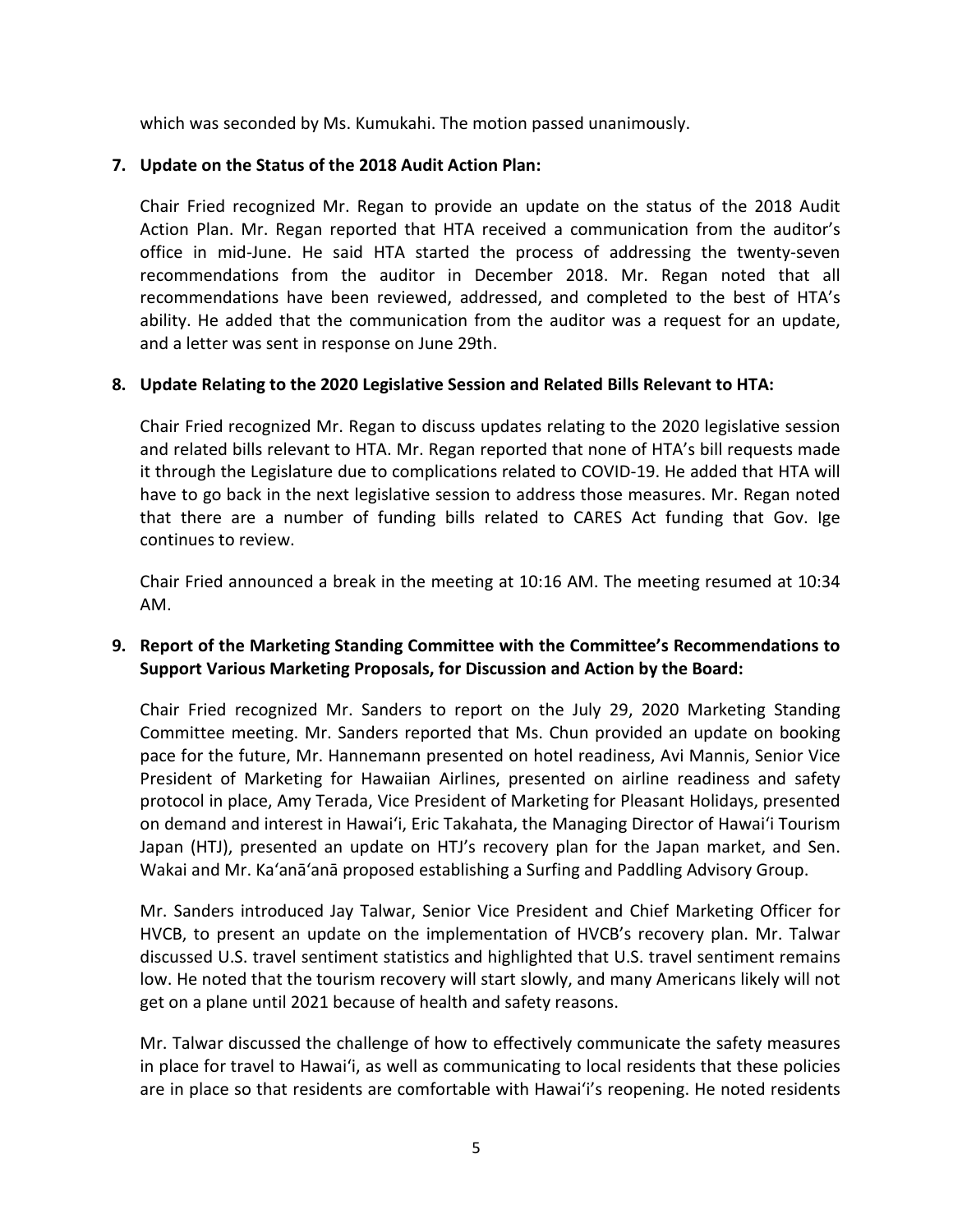which was seconded by Ms. Kumukahi. The motion passed unanimously.

**7. Update on the Status of the 2018 Audit Action Plan:**

Chair Fried recognized Mr. Regan to provide an update on the status of the 2018 Audit Action Plan. Mr. Regan reported that HTA received a communication from the auditor's office in mid-June. He said HTA started the process of addressing the twenty-seven recommendations from the auditor in December 2018. Mr. Regan noted that all recommendations have been reviewed, addressed, and completed to the best of HTA's ability. He added that the communication from the auditor was a request for an update, and a letter was sent in response on June 29th.

**8. Update Relating to the 2020 Legislative Session and Related Bills Relevant to HTA:**

Chair Fried recognized Mr. Regan to discuss updates relating to the 2020 legislative session and related bills relevant to HTA. Mr. Regan reported that none of HTA's bill requests made it through the Legislature due to complications related to COVID-19. He added that HTA will have to go back in the next legislative session to address those measures. Mr. Regan noted that there are a number of funding bills related to CARES Act funding that Gov. Ige continues to review.

Chair Fried announced a break in the meeting at 10:16 AM. The meeting resumed at 10:34 AM.

**9. Report of the Marketing Standing Committee with the Committee's Recommendations to Support Various Marketing Proposals, for Discussion and Action by the Board:**

Chair Fried recognized Mr. Sanders to report on the July 29, 2020 Marketing Standing Committee meeting. Mr. Sanders reported that Ms. Chun provided an update on booking pace for the future, Mr. Hannemann presented on hotel readiness, Avi Mannis, Senior Vice President of Marketing for Hawaiian Airlines, presented on airline readiness and safety protocol in place, Amy Terada, Vice President of Marketing for Pleasant Holidays, presented on demand and interest in Hawaiʻi, Eric Takahata, the Managing Director of Hawaiʻi Tourism Japan (HTJ), presented an update on HTJ's recovery plan for the Japan market, and Sen. Wakai and Mr. Kaʻanāʻanā proposed establishing a Surfing and Paddling Advisory Group.

Mr. Sanders introduced Jay Talwar, Senior Vice President and Chief Marketing Officer for HVCB, to present an update on the implementation of HVCB's recovery plan. Mr. Talwar discussed U.S. travel sentiment statistics and highlighted that U.S. travel sentiment remains low. He noted that the tourism recovery will start slowly, and many Americans likely will not get on a plane until 2021 because of health and safety reasons.

Mr. Talwar discussed the challenge of how to effectively communicate the safety measures in place for travel to Hawaiʻi, as well as communicating to local residents that these policies are in place so that residents are comfortable with Hawaiʻi's reopening. He noted residents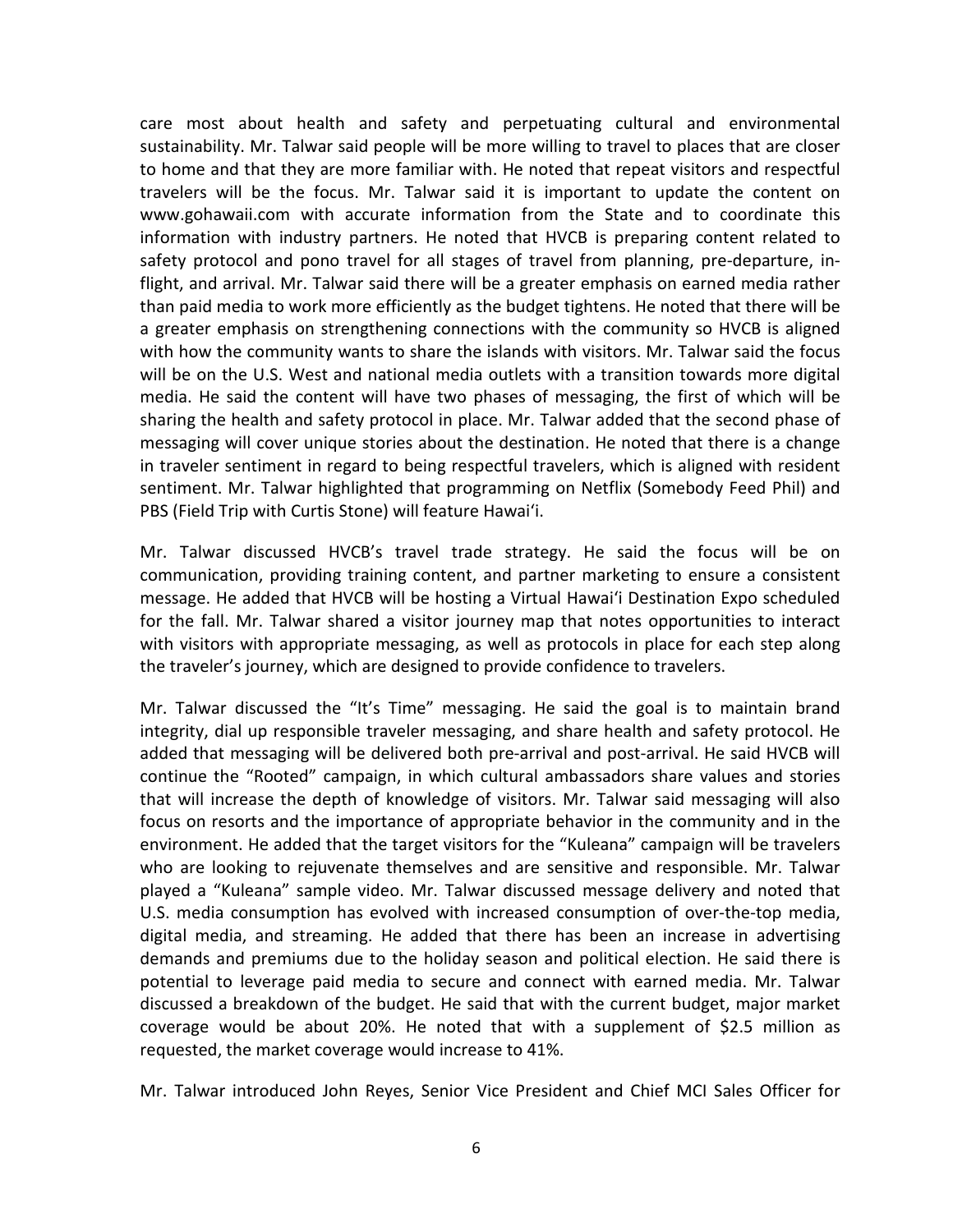care most about health and safety and perpetuating cultural and environmental sustainability. Mr. Talwar said people will be more willing to travel to places that are closer to home and that they are more familiar with. He noted that repeat visitors and respectful travelers will be the focus. Mr. Talwar said it is important to update the content on www.gohawaii.com with accurate information from the State and to coordinate this information with industry partners. He noted that HVCB is preparing content related to safety protocol and pono travel for all stages of travel from planning, pre-departure, in-flight, and arrival. Mr. Talwar said there will be a greater emphasis on earned media rather than paid media to work more efficiently as the budget tightens. He noted that there will be a greater emphasis on strengthening connections with the community so HVCB is aligned with how the community wants to share the islands with visitors. Mr. Talwar said the focus will be on the U.S. West and national media outlets with a transition towards more digital media. He said the content will have two phases of messaging, the first of which will be sharing the health and safety protocol in place. Mr. Talwar added that the second phase of messaging will cover unique stories about the destination. He noted that there is a change in traveler sentiment in regard to being respectful travelers, which is aligned with resident sentiment. Mr. Talwar highlighted that programming on Netflix (Somebody Feed Phil) and PBS (Field Trip with Curtis Stone) will feature Hawaiʻi.

Mr. Talwar discussed HVCB's travel trade strategy. He said the focus will be on communication, providing training content, and partner marketing to ensure a consistent message. He added that HVCB will be hosting a Virtual Hawaiʻi Destination Expo scheduled for the fall. Mr. Talwar shared a visitor journey map that notes opportunities to interact with visitors with appropriate messaging, as well as protocols in place for each step along the traveler's journey, which are designed to provide confidence to travelers.

Mr. Talwar discussed the "It's Time" messaging. He said the goal is to maintain brand integrity, dial up responsible traveler messaging, and share health and safety protocol. He added that messaging will be delivered both pre-arrival and post-arrival. He said HVCB will continue the "Rooted" campaign, in which cultural ambassadors share values and stories that will increase the depth of knowledge of visitors. Mr. Talwar said messaging will also focus on resorts and the importance of appropriate behavior in the community and in the environment. He added that the target visitors for the "Kuleana" campaign will be travelers who are looking to rejuvenate themselves and are sensitive and responsible. Mr. Talwar played a "Kuleana" sample video. Mr. Talwar discussed message delivery and noted that U.S. media consumption has evolved with increased consumption of over-the-top media, digital media, and streaming. He added that there has been an increase in advertising demands and premiums due to the holiday season and political election. He said there is potential to leverage paid media to secure and connect with earned media. Mr. Talwar discussed a breakdown of the budget. He said that with the current budget, major market coverage would be about 20%. He noted that with a supplement of $2.5 million as requested, the market coverage would increase to 41%.

Mr. Talwar introduced John Reyes, Senior Vice President and Chief MCI Sales Officer for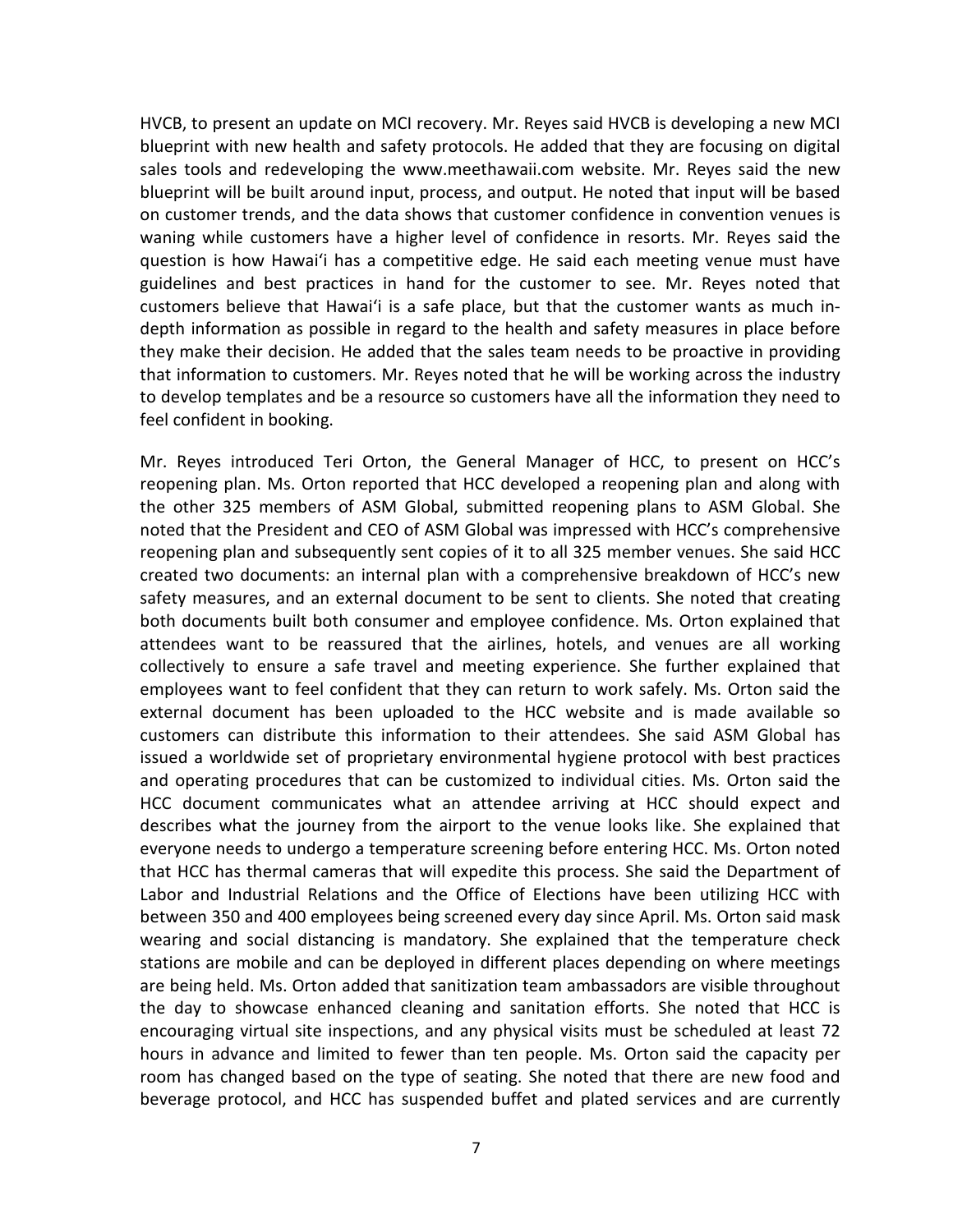HVCB, to present an update on MCI recovery. Mr. Reyes said HVCB is developing a new MCI blueprint with new health and safety protocols. He added that they are focusing on digital sales tools and redeveloping the www.meethawaii.com website. Mr. Reyes said the new blueprint will be built around input, process, and output. He noted that input will be based on customer trends, and the data shows that customer confidence in convention venues is waning while customers have a higher level of confidence in resorts. Mr. Reyes said the question is how Hawaiʻi has a competitive edge. He said each meeting venue must have guidelines and best practices in hand for the customer to see. Mr. Reyes noted that customers believe that Hawaiʻi is a safe place, but that the customer wants as much in-depth information as possible in regard to the health and safety measures in place before they make their decision. He added that the sales team needs to be proactive in providing that information to customers. Mr. Reyes noted that he will be working across the industry to develop templates and be a resource so customers have all the information they need to feel confident in booking.

Mr. Reyes introduced Teri Orton, the General Manager of HCC, to present on HCC's reopening plan. Ms. Orton reported that HCC developed a reopening plan and along with the other 325 members of ASM Global, submitted reopening plans to ASM Global. She noted that the President and CEO of ASM Global was impressed with HCC's comprehensive reopening plan and subsequently sent copies of it to all 325 member venues. She said HCC created two documents: an internal plan with a comprehensive breakdown of HCC's new safety measures, and an external document to be sent to clients. She noted that creating both documents built both consumer and employee confidence. Ms. Orton explained that attendees want to be reassured that the airlines, hotels, and venues are all working collectively to ensure a safe travel and meeting experience. She further explained that employees want to feel confident that they can return to work safely. Ms. Orton said the external document has been uploaded to the HCC website and is made available so customers can distribute this information to their attendees. She said ASM Global has issued a worldwide set of proprietary environmental hygiene protocol with best practices and operating procedures that can be customized to individual cities. Ms. Orton said the HCC document communicates what an attendee arriving at HCC should expect and describes what the journey from the airport to the venue looks like. She explained that everyone needs to undergo a temperature screening before entering HCC. Ms. Orton noted that HCC has thermal cameras that will expedite this process. She said the Department of Labor and Industrial Relations and the Office of Elections have been utilizing HCC with between 350 and 400 employees being screened every day since April. Ms. Orton said mask wearing and social distancing is mandatory. She explained that the temperature check stations are mobile and can be deployed in different places depending on where meetings are being held. Ms. Orton added that sanitization team ambassadors are visible throughout the day to showcase enhanced cleaning and sanitation efforts. She noted that HCC is encouraging virtual site inspections, and any physical visits must be scheduled at least 72 hours in advance and limited to fewer than ten people. Ms. Orton said the capacity per room has changed based on the type of seating. She noted that there are new food and beverage protocol, and HCC has suspended buffet and plated services and are currently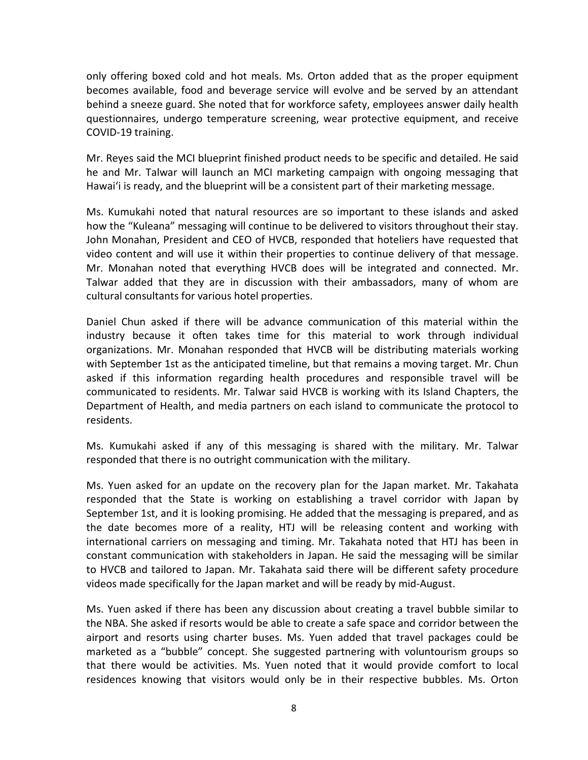only offering boxed cold and hot meals. Ms. Orton added that as the proper equipment becomes available, food and beverage service will evolve and be served by an attendant behind a sneeze guard. She noted that for workforce safety, employees answer daily health questionnaires, undergo temperature screening, wear protective equipment, and receive COVID-19 training.

Mr. Reyes said the MCI blueprint finished product needs to be specific and detailed. He said he and Mr. Talwar will launch an MCI marketing campaign with ongoing messaging that Hawaiʻi is ready, and the blueprint will be a consistent part of their marketing message.

Ms. Kumukahi noted that natural resources are so important to these islands and asked how the "Kuleana" messaging will continue to be delivered to visitors throughout their stay. John Monahan, President and CEO of HVCB, responded that hoteliers have requested that video content and will use it within their properties to continue delivery of that message. Mr. Monahan noted that everything HVCB does will be integrated and connected. Mr. Talwar added that they are in discussion with their ambassadors, many of whom are cultural consultants for various hotel properties.

Daniel Chun asked if there will be advance communication of this material within the industry because it often takes time for this material to work through individual organizations. Mr. Monahan responded that HVCB will be distributing materials working with September 1st as the anticipated timeline, but that remains a moving target. Mr. Chun asked if this information regarding health procedures and responsible travel will be communicated to residents. Mr. Talwar said HVCB is working with its Island Chapters, the Department of Health, and media partners on each island to communicate the protocol to residents.

Ms. Kumukahi asked if any of this messaging is shared with the military. Mr. Talwar responded that there is no outright communication with the military.

Ms. Yuen asked for an update on the recovery plan for the Japan market. Mr. Takahata responded that the State is working on establishing a travel corridor with Japan by September 1st, and it is looking promising. He added that the messaging is prepared, and as the date becomes more of a reality, HTJ will be releasing content and working with international carriers on messaging and timing. Mr. Takahata noted that HTJ has been in constant communication with stakeholders in Japan. He said the messaging will be similar to HVCB and tailored to Japan. Mr. Takahata said there will be different safety procedure videos made specifically for the Japan market and will be ready by mid-August.

Ms. Yuen asked if there has been any discussion about creating a travel bubble similar to the NBA. She asked if resorts would be able to create a safe space and corridor between the airport and resorts using charter buses. Ms. Yuen added that travel packages could be marketed as a "bubble" concept. She suggested partnering with voluntourism groups so that there would be activities. Ms. Yuen noted that it would provide comfort to local residences knowing that visitors would only be in their respective bubbles. Ms. Orton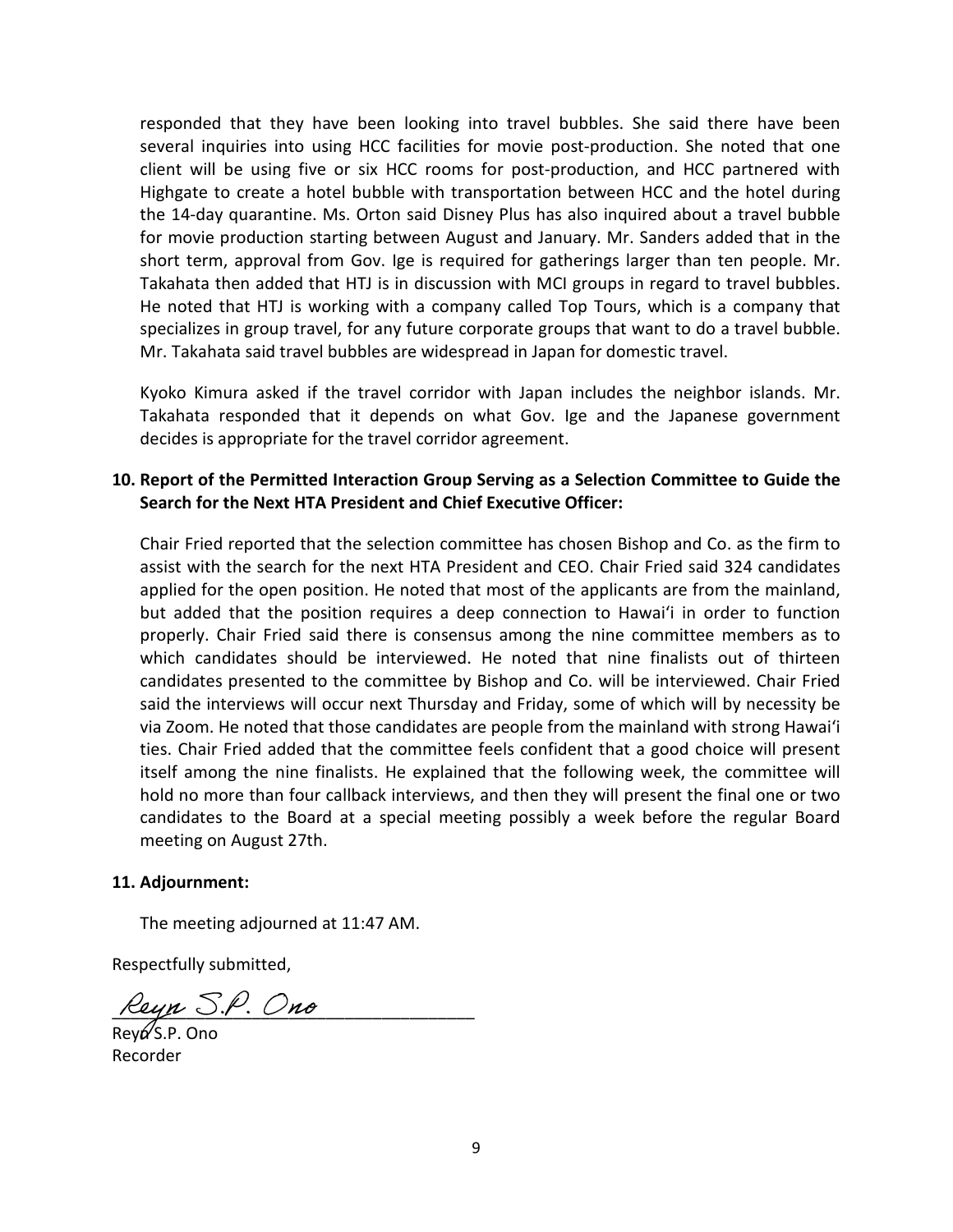responded that they have been looking into travel bubbles. She said there have been several inquiries into using HCC facilities for movie post-production. She noted that one client will be using five or six HCC rooms for post-production, and HCC partnered with Highgate to create a hotel bubble with transportation between HCC and the hotel during the 14-day quarantine. Ms. Orton said Disney Plus has also inquired about a travel bubble for movie production starting between August and January. Mr. Sanders added that in the short term, approval from Gov. Ige is required for gatherings larger than ten people. Mr. Takahata then added that HTJ is in discussion with MCI groups in regard to travel bubbles. He noted that HTJ is working with a company called Top Tours, which is a company that specializes in group travel, for any future corporate groups that want to do a travel bubble. Mr. Takahata said travel bubbles are widespread in Japan for domestic travel.

Kyoko Kimura asked if the travel corridor with Japan includes the neighbor islands. Mr. Takahata responded that it depends on what Gov. Ige and the Japanese government decides is appropriate for the travel corridor agreement.

**10. Report of the Permitted Interaction Group Serving as a Selection Committee to Guide the Search for the Next HTA President and Chief Executive Officer:**

Chair Fried reported that the selection committee has chosen Bishop and Co. as the firm to assist with the search for the next HTA President and CEO. Chair Fried said 324 candidates applied for the open position. He noted that most of the applicants are from the mainland, but added that the position requires a deep connection to Hawai'i in order to function properly. Chair Fried said there is consensus among the nine committee members as to which candidates should be interviewed. He noted that nine finalists out of thirteen candidates presented to the committee by Bishop and Co. will be interviewed. Chair Fried said the interviews will occur next Thursday and Friday, some of which will by necessity be via Zoom. He noted that those candidates are people from the mainland with strong Hawai'i ties. Chair Fried added that the committee feels confident that a good choice will present itself among the nine finalists. He explained that the following week, the committee will hold no more than four callback interviews, and then they will present the final one or two candidates to the Board at a special meeting possibly a week before the regular Board meeting on August 27th.

**11. Adjournment:**

The meeting adjourned at 11:47 AM.

Respectfully submitted,

*Reyn S.P. Ono*

Reyn S.P. Ono
Recorder